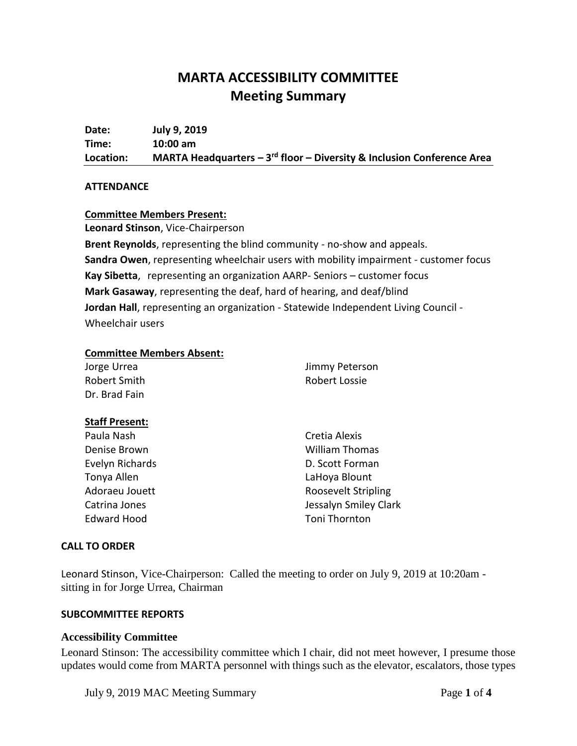# MARTA ACCESSIBILITY COMMITTEE
## Meeting Summary

**Date:** **July 9, 2019**
**Time:** **10:00 am**
**Location:** **MARTA Headquarters – 3rd floor – Diversity & Inclusion Conference Area**

### ATTENDANCE

**Committee Members Present:**

**Leonard Stinson**, Vice-Chairperson

**Brent Reynolds**, representing the blind community - no-show and appeals.

**Sandra Owen**, representing wheelchair users with mobility impairment - customer focus

**Kay Sibetta**, representing an organization AARP- Seniors – customer focus

**Mark Gasaway**, representing the deaf, hard of hearing, and deaf/blind

**Jordan Hall**, representing an organization - Statewide Independent Living Council - Wheelchair users

**Committee Members Absent:**

Jorge Urrea
Robert Smith
Dr. Brad Fain
Jimmy Peterson
Robert Lossie

**Staff Present:**

Paula Nash
Denise Brown
Evelyn Richards
Tonya Allen
Adoraeu Jouett
Catrina Jones
Edward Hood
Cretia Alexis
William Thomas
D. Scott Forman
LaHoya Blount
Roosevelt Stripling
Jessalyn Smiley Clark
Toni Thornton

### CALL TO ORDER

Leonard Stinson, Vice-Chairperson: Called the meeting to order on July 9, 2019 at 10:20am - sitting in for Jorge Urrea, Chairman

### SUBCOMMITTEE REPORTS

**Accessibility Committee**

Leonard Stinson: The accessibility committee which I chair, did not meet however, I presume those updates would come from MARTA personnel with things such as the elevator, escalators, those types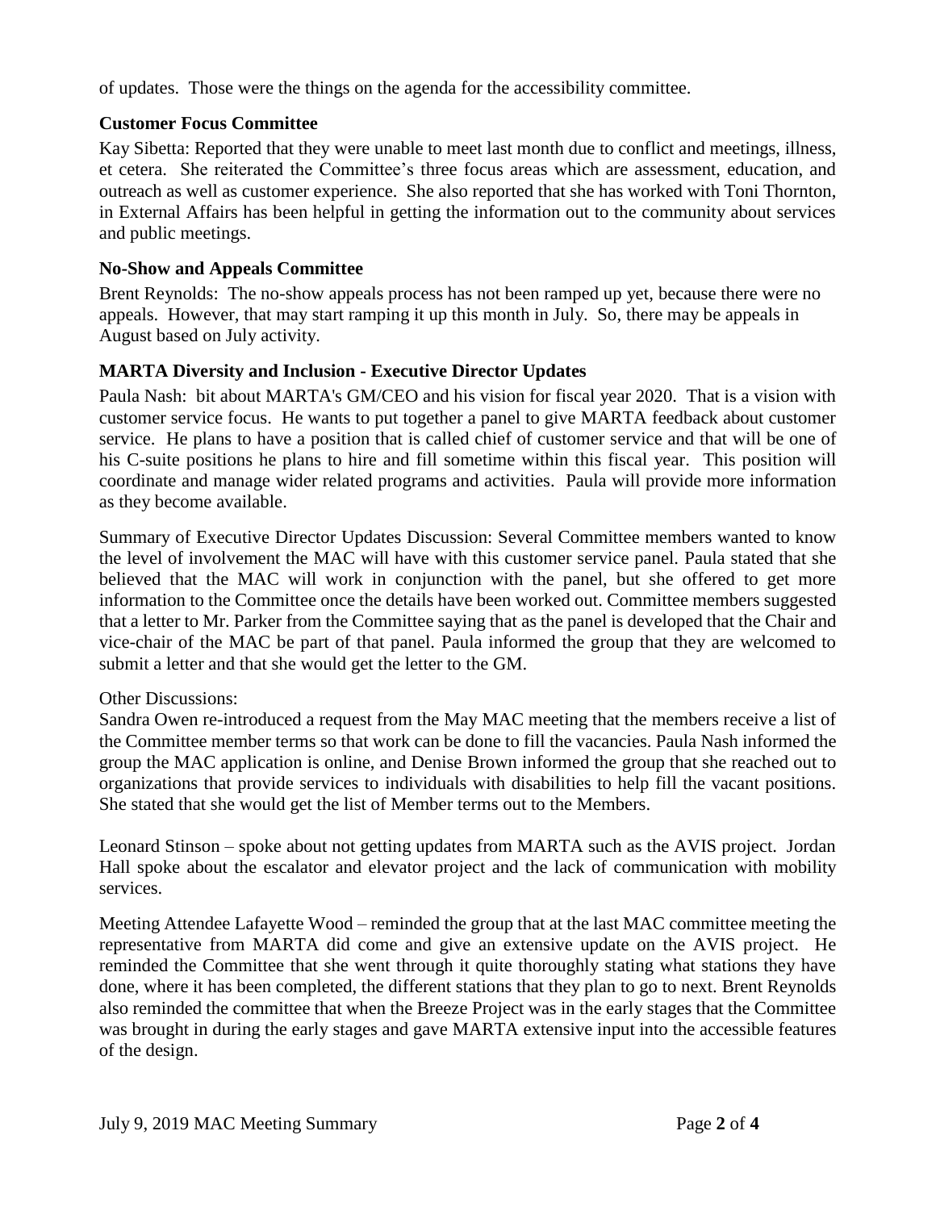of updates. Those were the things on the agenda for the accessibility committee.

### Customer Focus Committee

Kay Sibetta: Reported that they were unable to meet last month due to conflict and meetings, illness, et cetera. She reiterated the Committee's three focus areas which are assessment, education, and outreach as well as customer experience. She also reported that she has worked with Toni Thornton, in External Affairs has been helpful in getting the information out to the community about services and public meetings.

### No-Show and Appeals Committee

Brent Reynolds: The no-show appeals process has not been ramped up yet, because there were no appeals. However, that may start ramping it up this month in July. So, there may be appeals in August based on July activity.

### MARTA Diversity and Inclusion - Executive Director Updates

Paula Nash: bit about MARTA's GM/CEO and his vision for fiscal year 2020. That is a vision with customer service focus. He wants to put together a panel to give MARTA feedback about customer service. He plans to have a position that is called chief of customer service and that will be one of his C-suite positions he plans to hire and fill sometime within this fiscal year. This position will coordinate and manage wider related programs and activities. Paula will provide more information as they become available.

Summary of Executive Director Updates Discussion: Several Committee members wanted to know the level of involvement the MAC will have with this customer service panel. Paula stated that she believed that the MAC will work in conjunction with the panel, but she offered to get more information to the Committee once the details have been worked out. Committee members suggested that a letter to Mr. Parker from the Committee saying that as the panel is developed that the Chair and vice-chair of the MAC be part of that panel. Paula informed the group that they are welcomed to submit a letter and that she would get the letter to the GM.

Other Discussions:

Sandra Owen re-introduced a request from the May MAC meeting that the members receive a list of the Committee member terms so that work can be done to fill the vacancies. Paula Nash informed the group the MAC application is online, and Denise Brown informed the group that she reached out to organizations that provide services to individuals with disabilities to help fill the vacant positions. She stated that she would get the list of Member terms out to the Members.

Leonard Stinson – spoke about not getting updates from MARTA such as the AVIS project. Jordan Hall spoke about the escalator and elevator project and the lack of communication with mobility services.

Meeting Attendee Lafayette Wood – reminded the group that at the last MAC committee meeting the representative from MARTA did come and give an extensive update on the AVIS project. He reminded the Committee that she went through it quite thoroughly stating what stations they have done, where it has been completed, the different stations that they plan to go to next. Brent Reynolds also reminded the committee that when the Breeze Project was in the early stages that the Committee was brought in during the early stages and gave MARTA extensive input into the accessible features of the design.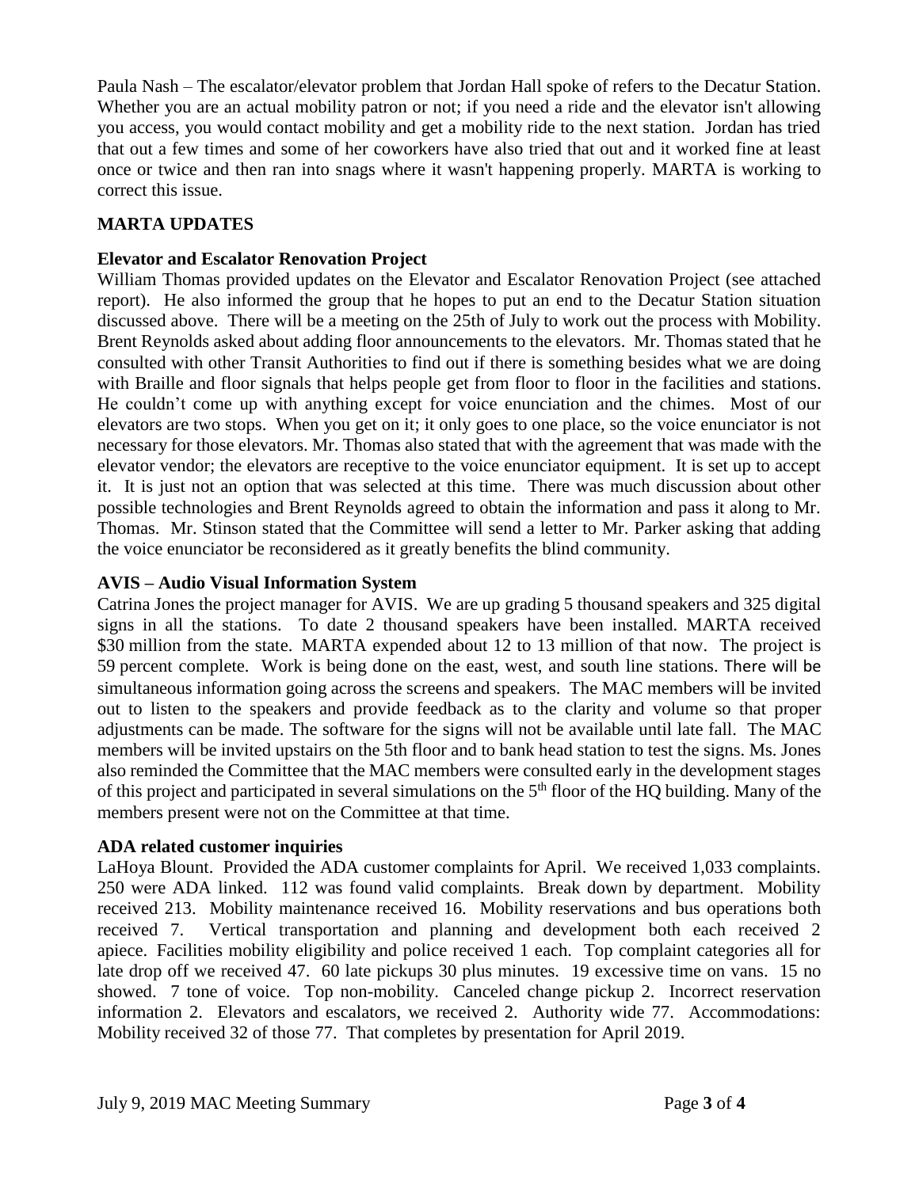Paula Nash – The escalator/elevator problem that Jordan Hall spoke of refers to the Decatur Station. Whether you are an actual mobility patron or not; if you need a ride and the elevator isn't allowing you access, you would contact mobility and get a mobility ride to the next station. Jordan has tried that out a few times and some of her coworkers have also tried that out and it worked fine at least once or twice and then ran into snags where it wasn't happening properly. MARTA is working to correct this issue.

## MARTA UPDATES

### Elevator and Escalator Renovation Project

William Thomas provided updates on the Elevator and Escalator Renovation Project (see attached report). He also informed the group that he hopes to put an end to the Decatur Station situation discussed above. There will be a meeting on the 25th of July to work out the process with Mobility. Brent Reynolds asked about adding floor announcements to the elevators. Mr. Thomas stated that he consulted with other Transit Authorities to find out if there is something besides what we are doing with Braille and floor signals that helps people get from floor to floor in the facilities and stations. He couldn't come up with anything except for voice enunciation and the chimes. Most of our elevators are two stops. When you get on it; it only goes to one place, so the voice enunciator is not necessary for those elevators. Mr. Thomas also stated that with the agreement that was made with the elevator vendor; the elevators are receptive to the voice enunciator equipment. It is set up to accept it. It is just not an option that was selected at this time. There was much discussion about other possible technologies and Brent Reynolds agreed to obtain the information and pass it along to Mr. Thomas. Mr. Stinson stated that the Committee will send a letter to Mr. Parker asking that adding the voice enunciator be reconsidered as it greatly benefits the blind community.

### AVIS – Audio Visual Information System

Catrina Jones the project manager for AVIS. We are up grading 5 thousand speakers and 325 digital signs in all the stations. To date 2 thousand speakers have been installed. MARTA received \$30 million from the state. MARTA expended about 12 to 13 million of that now. The project is 59 percent complete. Work is being done on the east, west, and south line stations. There will be simultaneous information going across the screens and speakers. The MAC members will be invited out to listen to the speakers and provide feedback as to the clarity and volume so that proper adjustments can be made. The software for the signs will not be available until late fall. The MAC members will be invited upstairs on the 5th floor and to bank head station to test the signs. Ms. Jones also reminded the Committee that the MAC members were consulted early in the development stages of this project and participated in several simulations on the 5th floor of the HQ building. Many of the members present were not on the Committee at that time.

### ADA related customer inquiries

LaHoya Blount. Provided the ADA customer complaints for April. We received 1,033 complaints. 250 were ADA linked. 112 was found valid complaints. Break down by department. Mobility received 213. Mobility maintenance received 16. Mobility reservations and bus operations both received 7. Vertical transportation and planning and development both each received 2 apiece. Facilities mobility eligibility and police received 1 each. Top complaint categories all for late drop off we received 47. 60 late pickups 30 plus minutes. 19 excessive time on vans. 15 no showed. 7 tone of voice. Top non-mobility. Canceled change pickup 2. Incorrect reservation information 2. Elevators and escalators, we received 2. Authority wide 77. Accommodations: Mobility received 32 of those 77. That completes by presentation for April 2019.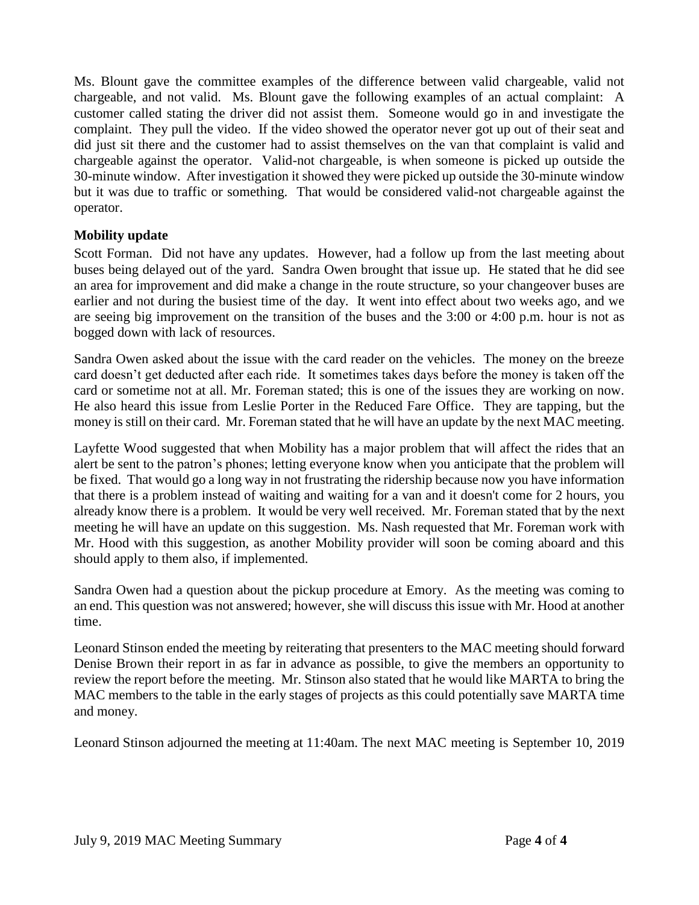Ms. Blount gave the committee examples of the difference between valid chargeable, valid not chargeable, and not valid. Ms. Blount gave the following examples of an actual complaint: A customer called stating the driver did not assist them. Someone would go in and investigate the complaint. They pull the video. If the video showed the operator never got up out of their seat and did just sit there and the customer had to assist themselves on the van that complaint is valid and chargeable against the operator. Valid-not chargeable, is when someone is picked up outside the 30-minute window. After investigation it showed they were picked up outside the 30-minute window but it was due to traffic or something. That would be considered valid-not chargeable against the operator.

**Mobility update**

Scott Forman. Did not have any updates. However, had a follow up from the last meeting about buses being delayed out of the yard. Sandra Owen brought that issue up. He stated that he did see an area for improvement and did make a change in the route structure, so your changeover buses are earlier and not during the busiest time of the day. It went into effect about two weeks ago, and we are seeing big improvement on the transition of the buses and the 3:00 or 4:00 p.m. hour is not as bogged down with lack of resources.

Sandra Owen asked about the issue with the card reader on the vehicles. The money on the breeze card doesn't get deducted after each ride. It sometimes takes days before the money is taken off the card or sometime not at all. Mr. Foreman stated; this is one of the issues they are working on now. He also heard this issue from Leslie Porter in the Reduced Fare Office. They are tapping, but the money is still on their card. Mr. Foreman stated that he will have an update by the next MAC meeting.

Layfette Wood suggested that when Mobility has a major problem that will affect the rides that an alert be sent to the patron's phones; letting everyone know when you anticipate that the problem will be fixed. That would go a long way in not frustrating the ridership because now you have information that there is a problem instead of waiting and waiting for a van and it doesn't come for 2 hours, you already know there is a problem. It would be very well received. Mr. Foreman stated that by the next meeting he will have an update on this suggestion. Ms. Nash requested that Mr. Foreman work with Mr. Hood with this suggestion, as another Mobility provider will soon be coming aboard and this should apply to them also, if implemented.

Sandra Owen had a question about the pickup procedure at Emory. As the meeting was coming to an end. This question was not answered; however, she will discuss this issue with Mr. Hood at another time.

Leonard Stinson ended the meeting by reiterating that presenters to the MAC meeting should forward Denise Brown their report in as far in advance as possible, to give the members an opportunity to review the report before the meeting. Mr. Stinson also stated that he would like MARTA to bring the MAC members to the table in the early stages of projects as this could potentially save MARTA time and money.

Leonard Stinson adjourned the meeting at 11:40am. The next MAC meeting is September 10, 2019